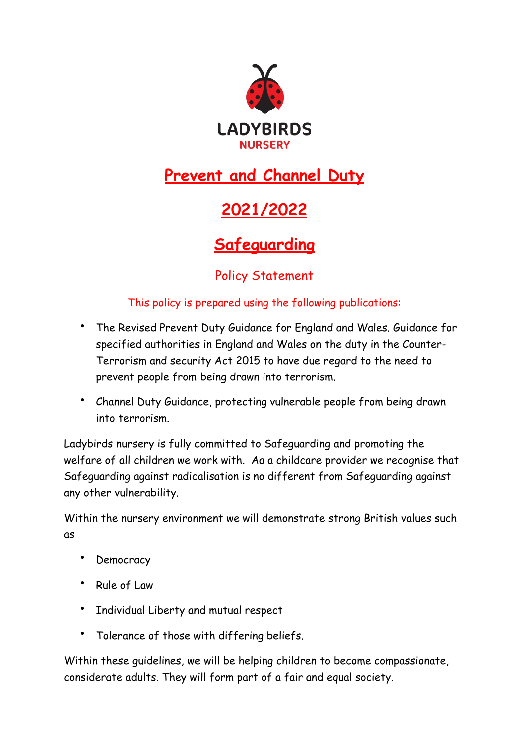LADYBIRDS
NURSERY

# Prevent and Channel Duty

# 2021/2022

# Safeguarding

## Policy Statement

This policy is prepared using the following publications:

- The Revised Prevent Duty Guidance for England and Wales. Guidance for specified authorities in England and Wales on the duty in the Counter-Terrorism and security Act 2015 to have due regard to the need to prevent people from being drawn into terrorism.
- Channel Duty Guidance, protecting vulnerable people from being drawn into terrorism.

Ladybirds nursery is fully committed to Safeguarding and promoting the welfare of all children we work with. Aa a childcare provider we recognise that Safeguarding against radicalisation is no different from Safeguarding against any other vulnerability.

Within the nursery environment we will demonstrate strong British values such as

- Democracy
- Rule of Law
- Individual Liberty and mutual respect
- Tolerance of those with differing beliefs.

Within these guidelines, we will be helping children to become compassionate, considerate adults. They will form part of a fair and equal society.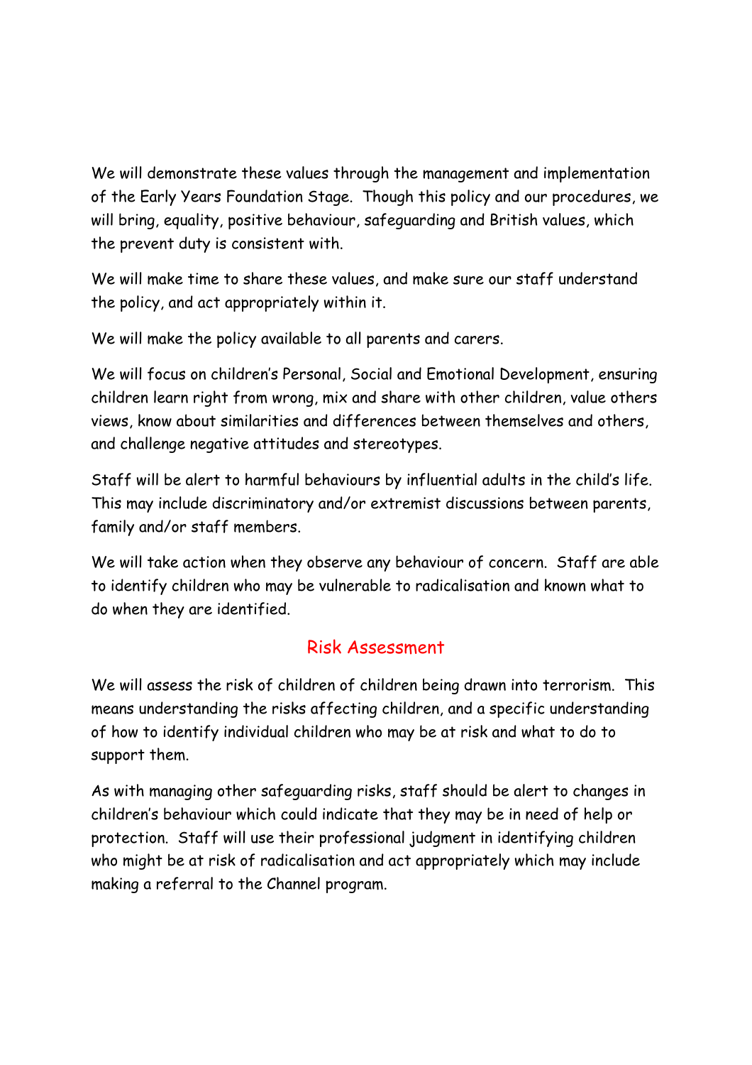We will demonstrate these values through the management and implementation of the Early Years Foundation Stage. Though this policy and our procedures, we will bring, equality, positive behaviour, safeguarding and British values, which the prevent duty is consistent with.

We will make time to share these values, and make sure our staff understand the policy, and act appropriately within it.

We will make the policy available to all parents and carers.

We will focus on children's Personal, Social and Emotional Development, ensuring children learn right from wrong, mix and share with other children, value others views, know about similarities and differences between themselves and others, and challenge negative attitudes and stereotypes.

Staff will be alert to harmful behaviours by influential adults in the child's life. This may include discriminatory and/or extremist discussions between parents, family and/or staff members.

We will take action when they observe any behaviour of concern. Staff are able to identify children who may be vulnerable to radicalisation and known what to do when they are identified.

## Risk Assessment

We will assess the risk of children of children being drawn into terrorism. This means understanding the risks affecting children, and a specific understanding of how to identify individual children who may be at risk and what to do to support them.

As with managing other safeguarding risks, staff should be alert to changes in children's behaviour which could indicate that they may be in need of help or protection. Staff will use their professional judgment in identifying children who might be at risk of radicalisation and act appropriately which may include making a referral to the Channel program.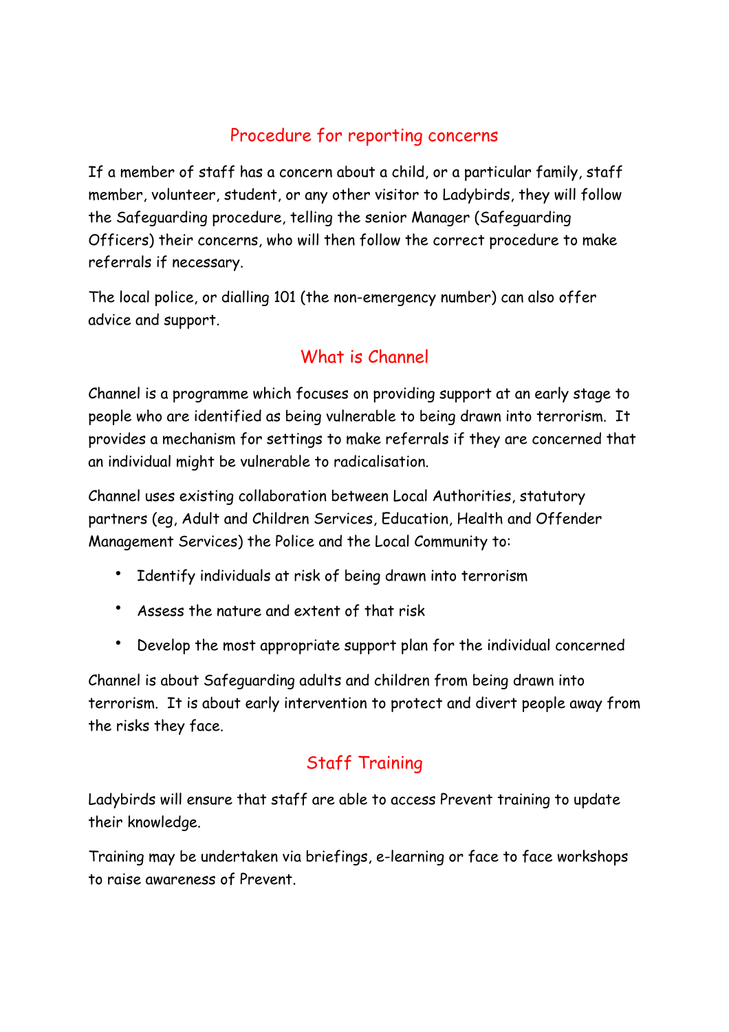## Procedure for reporting concerns

If a member of staff has a concern about a child, or a particular family, staff member, volunteer, student, or any other visitor to Ladybirds, they will follow the Safeguarding procedure, telling the senior Manager (Safeguarding Officers) their concerns, who will then follow the correct procedure to make referrals if necessary.

The local police, or dialling 101 (the non-emergency number) can also offer advice and support.

## What is Channel

Channel is a programme which focuses on providing support at an early stage to people who are identified as being vulnerable to being drawn into terrorism. It provides a mechanism for settings to make referrals if they are concerned that an individual might be vulnerable to radicalisation.

Channel uses existing collaboration between Local Authorities, statutory partners (eg, Adult and Children Services, Education, Health and Offender Management Services) the Police and the Local Community to:

- Identify individuals at risk of being drawn into terrorism
- Assess the nature and extent of that risk
- Develop the most appropriate support plan for the individual concerned

Channel is about Safeguarding adults and children from being drawn into terrorism. It is about early intervention to protect and divert people away from the risks they face.

## Staff Training

Ladybirds will ensure that staff are able to access Prevent training to update their knowledge.

Training may be undertaken via briefings, e-learning or face to face workshops to raise awareness of Prevent.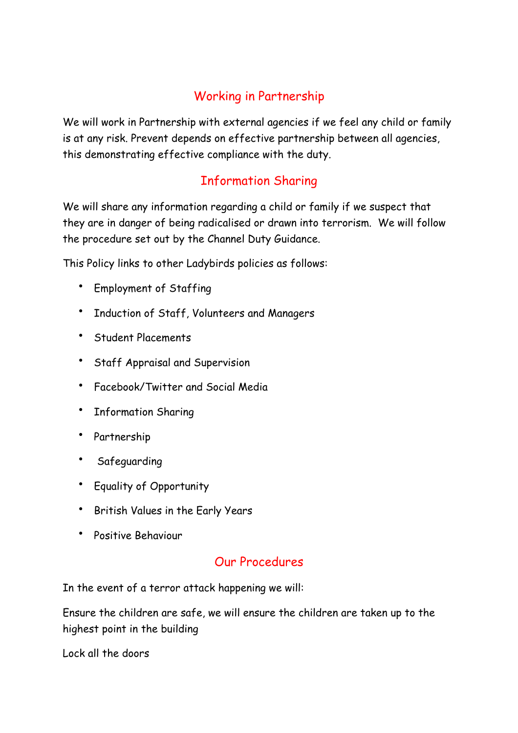## Working in Partnership

We will work in Partnership with external agencies if we feel any child or family is at any risk. Prevent depends on effective partnership between all agencies, this demonstrating effective compliance with the duty.

## Information Sharing

We will share any information regarding a child or family if we suspect that they are in danger of being radicalised or drawn into terrorism. We will follow the procedure set out by the Channel Duty Guidance.

This Policy links to other Ladybirds policies as follows:

- Employment of Staffing
- Induction of Staff, Volunteers and Managers
- Student Placements
- Staff Appraisal and Supervision
- Facebook/Twitter and Social Media
- Information Sharing
- Partnership
- Safeguarding
- Equality of Opportunity
- British Values in the Early Years
- Positive Behaviour

## Our Procedures

In the event of a terror attack happening we will:

Ensure the children are safe, we will ensure the children are taken up to the highest point in the building

Lock all the doors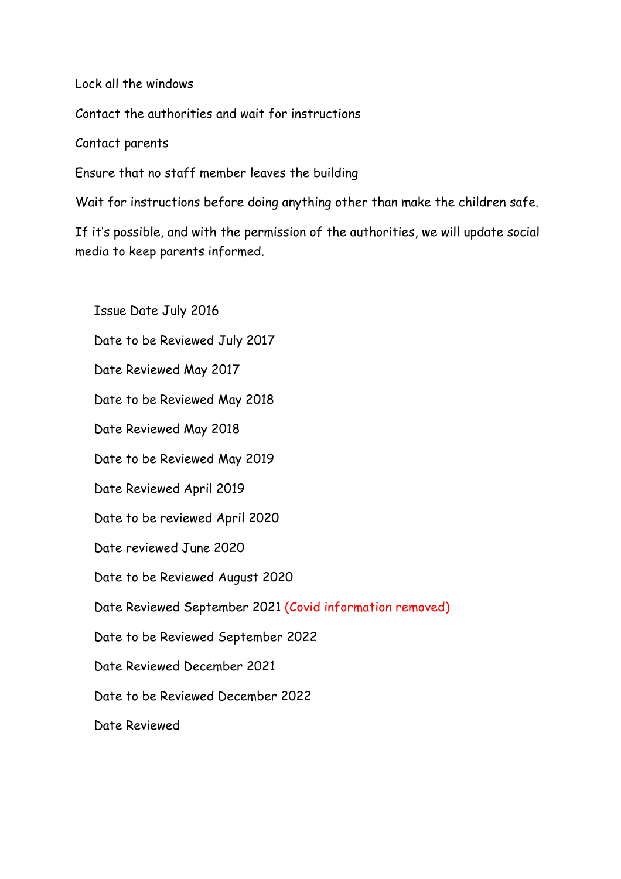Lock all the windows

Contact the authorities and wait for instructions

Contact parents

Ensure that no staff member leaves the building

Wait for instructions before doing anything other than make the children safe.

If it's possible, and with the permission of the authorities, we will update social media to keep parents informed.

Issue Date July 2016

Date to be Reviewed July 2017

Date Reviewed May 2017

Date to be Reviewed May 2018

Date Reviewed May 2018

Date to be Reviewed May 2019

Date Reviewed April 2019

Date to be reviewed April 2020

Date reviewed June 2020

Date to be Reviewed August 2020

Date Reviewed September 2021 (Covid information removed)

Date to be Reviewed September 2022

Date Reviewed December 2021

Date to be Reviewed December 2022

Date Reviewed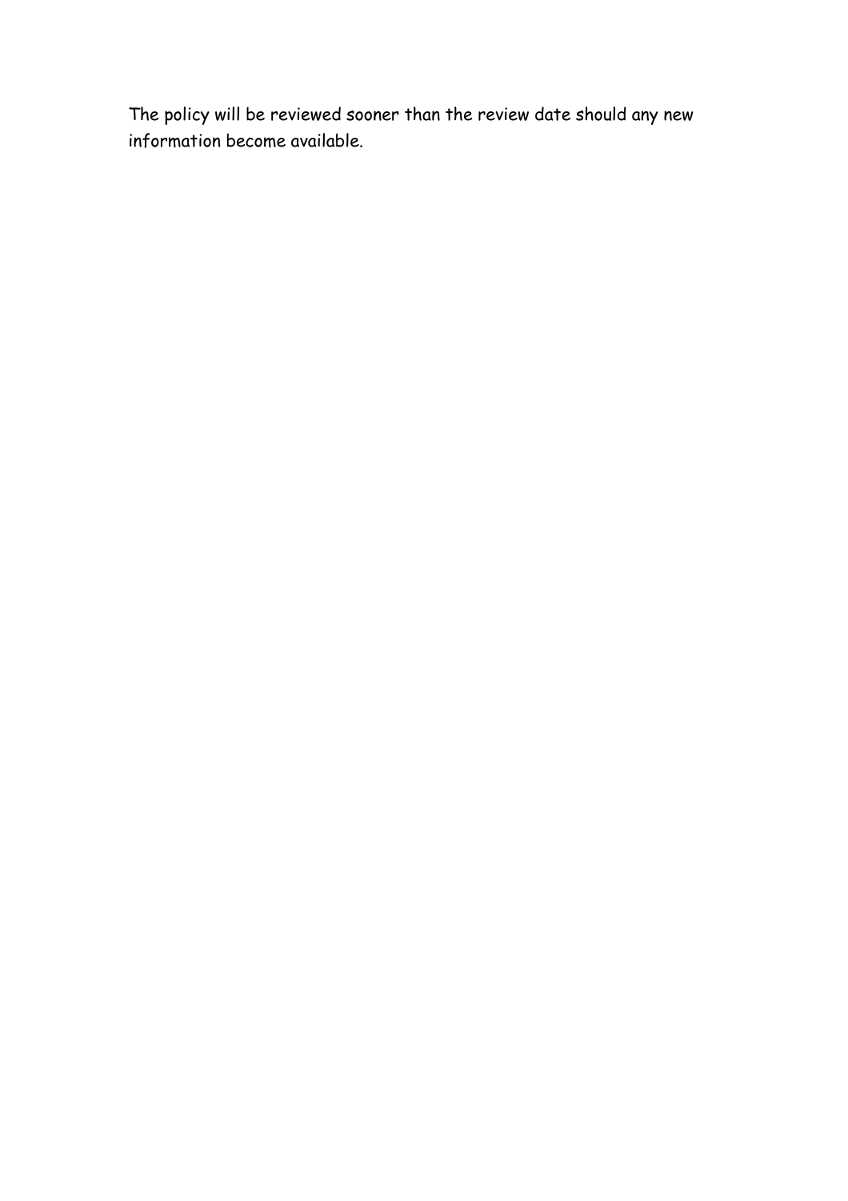The policy will be reviewed sooner than the review date should any new information become available.